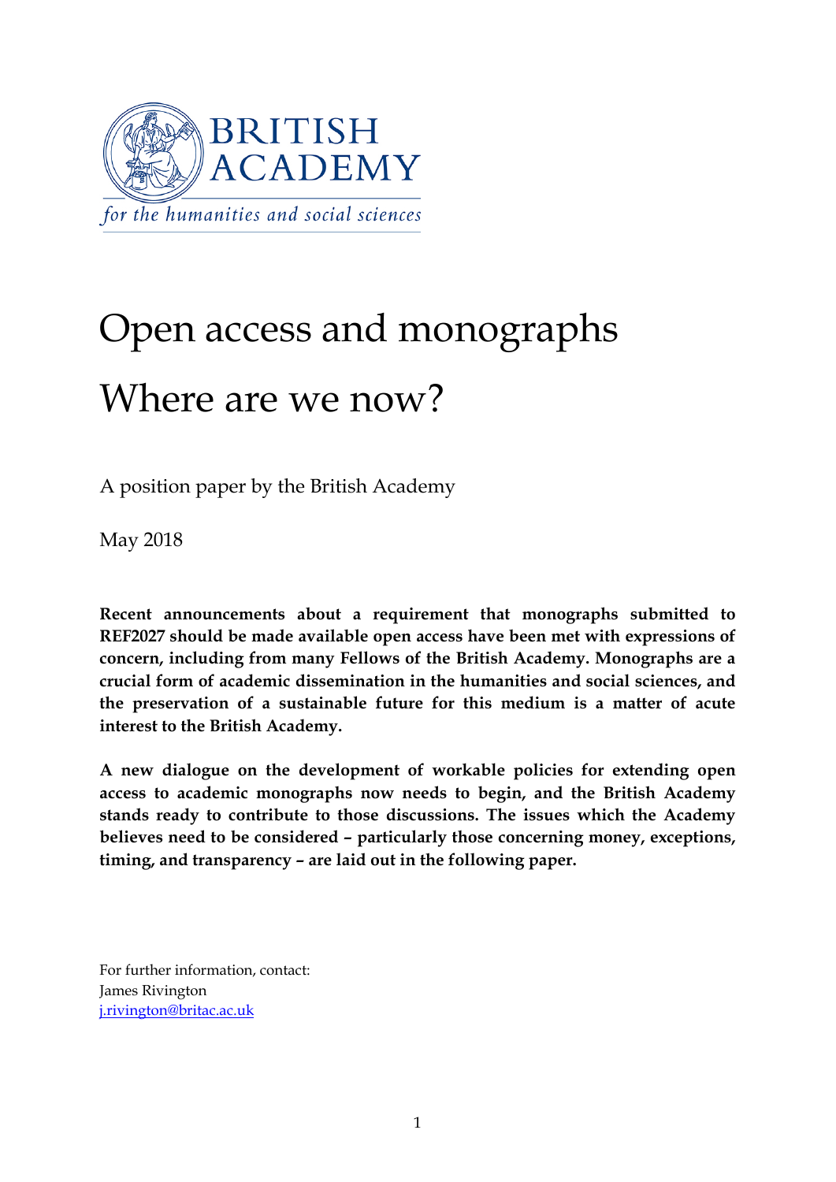BRITISH ACADEMY

*for the humanities and social sciences*

# Open access and monographs

# Where are we now?

A position paper by the British Academy

May 2018

**Recent announcements about a requirement that monographs submitted to REF2027 should be made available open access have been met with expressions of concern, including from many Fellows of the British Academy. Monographs are a crucial form of academic dissemination in the humanities and social sciences, and the preservation of a sustainable future for this medium is a matter of acute interest to the British Academy.**

**A new dialogue on the development of workable policies for extending open access to academic monographs now needs to begin, and the British Academy stands ready to contribute to those discussions. The issues which the Academy believes need to be considered – particularly those concerning money, exceptions, timing, and transparency – are laid out in the following paper.**

For further information, contact:
James Rivington
j.rivington@britac.ac.uk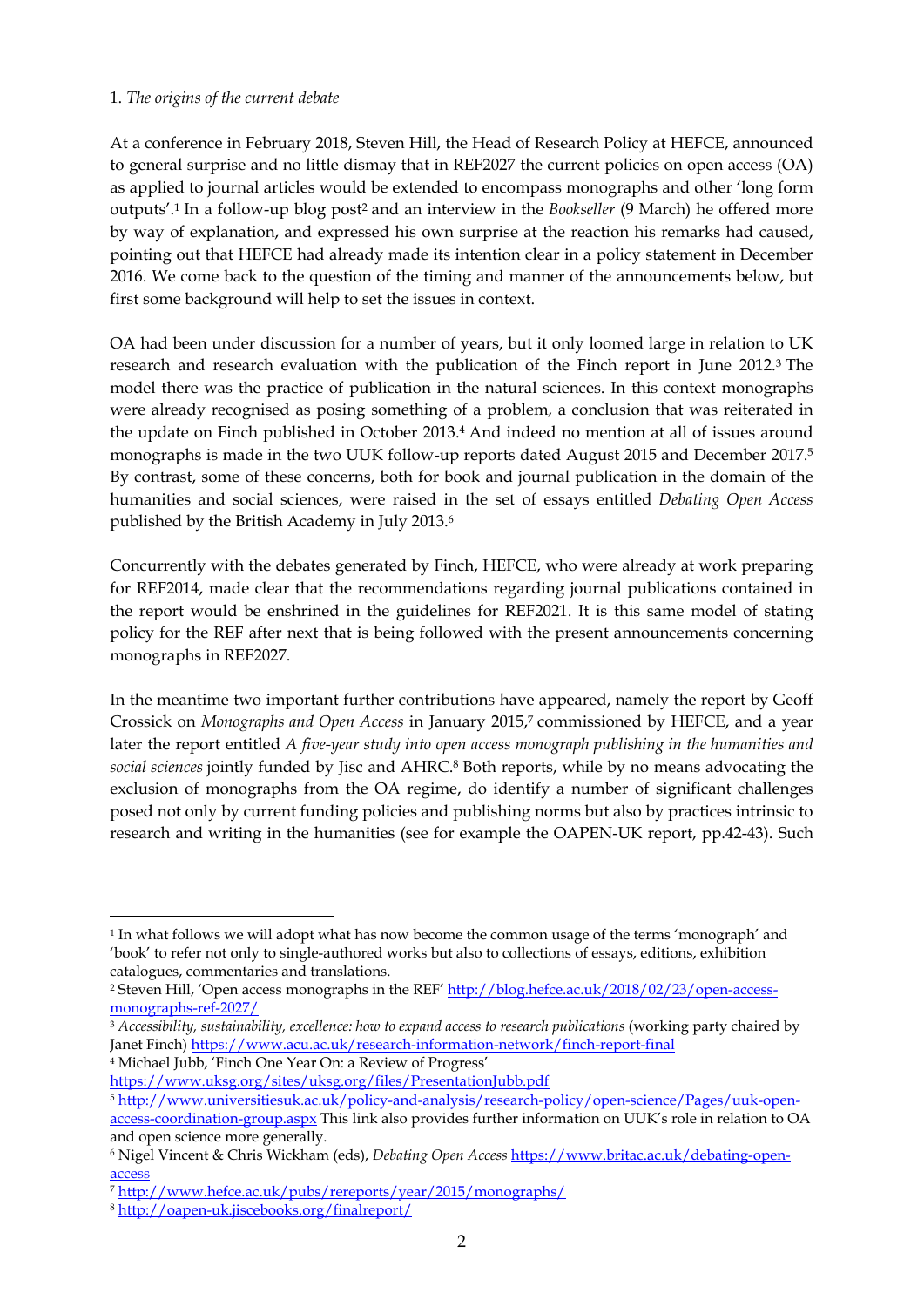1. *The origins of the current debate*

At a conference in February 2018, Steven Hill, the Head of Research Policy at HEFCE, announced to general surprise and no little dismay that in REF2027 the current policies on open access (OA) as applied to journal articles would be extended to encompass monographs and other 'long form outputs'.[1] In a follow-up blog post[2] and an interview in the *Bookseller* (9 March) he offered more by way of explanation, and expressed his own surprise at the reaction his remarks had caused, pointing out that HEFCE had already made its intention clear in a policy statement in December 2016. We come back to the question of the timing and manner of the announcements below, but first some background will help to set the issues in context.

OA had been under discussion for a number of years, but it only loomed large in relation to UK research and research evaluation with the publication of the Finch report in June 2012.[3] The model there was the practice of publication in the natural sciences. In this context monographs were already recognised as posing something of a problem, a conclusion that was reiterated in the update on Finch published in October 2013.[4] And indeed no mention at all of issues around monographs is made in the two UUK follow-up reports dated August 2015 and December 2017.[5] By contrast, some of these concerns, both for book and journal publication in the domain of the humanities and social sciences, were raised in the set of essays entitled *Debating Open Access* published by the British Academy in July 2013.[6]

Concurrently with the debates generated by Finch, HEFCE, who were already at work preparing for REF2014, made clear that the recommendations regarding journal publications contained in the report would be enshrined in the guidelines for REF2021. It is this same model of stating policy for the REF after next that is being followed with the present announcements concerning monographs in REF2027.

In the meantime two important further contributions have appeared, namely the report by Geoff Crossick on *Monographs and Open Access* in January 2015,[7] commissioned by HEFCE, and a year later the report entitled *A five-year study into open access monograph publishing in the humanities and social sciences* jointly funded by Jisc and AHRC.[8] Both reports, while by no means advocating the exclusion of monographs from the OA regime, do identify a number of significant challenges posed not only by current funding policies and publishing norms but also by practices intrinsic to research and writing in the humanities (see for example the OAPEN-UK report, pp.42-43). Such

---

[1] In what follows we will adopt what has now become the common usage of the terms 'monograph' and 'book' to refer not only to single-authored works but also to collections of essays, editions, exhibition catalogues, commentaries and translations.

[2] Steven Hill, 'Open access monographs in the REF' http://blog.hefce.ac.uk/2018/02/23/open-access-monographs-ref-2027/

[3] *Accessibility, sustainability, excellence: how to expand access to research publications* (working party chaired by Janet Finch) https://www.acu.ac.uk/research-information-network/finch-report-final

[4] Michael Jubb, 'Finch One Year On: a Review of Progress' https://www.uksg.org/sites/uksg.org/files/PresentationJubb.pdf

[5] http://www.universitiesuk.ac.uk/policy-and-analysis/research-policy/open-science/Pages/uuk-open-access-coordination-group.aspx This link also provides further information on UUK's role in relation to OA and open science more generally.

[6] Nigel Vincent & Chris Wickham (eds), *Debating Open Access* https://www.britac.ac.uk/debating-open-access

[7] http://www.hefce.ac.uk/pubs/rereports/year/2015/monographs/

[8] http://oapen-uk.jiscebooks.org/finalreport/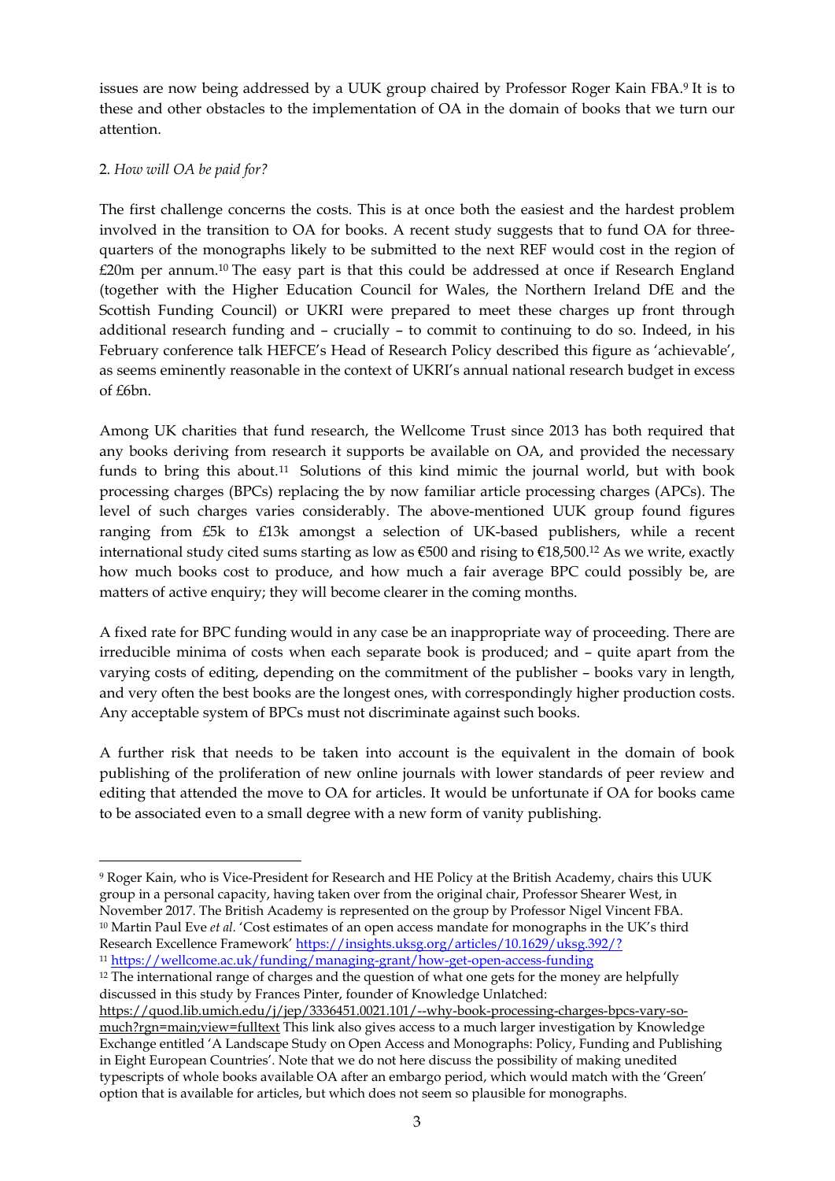issues are now being addressed by a UUK group chaired by Professor Roger Kain FBA.[9] It is to these and other obstacles to the implementation of OA in the domain of books that we turn our attention.

2. *How will OA be paid for?*

The first challenge concerns the costs. This is at once both the easiest and the hardest problem involved in the transition to OA for books. A recent study suggests that to fund OA for three-quarters of the monographs likely to be submitted to the next REF would cost in the region of £20m per annum.[10] The easy part is that this could be addressed at once if Research England (together with the Higher Education Council for Wales, the Northern Ireland DfE and the Scottish Funding Council) or UKRI were prepared to meet these charges up front through additional research funding and – crucially – to commit to continuing to do so. Indeed, in his February conference talk HEFCE's Head of Research Policy described this figure as 'achievable', as seems eminently reasonable in the context of UKRI's annual national research budget in excess of £6bn.

Among UK charities that fund research, the Wellcome Trust since 2013 has both required that any books deriving from research it supports be available on OA, and provided the necessary funds to bring this about.[11] Solutions of this kind mimic the journal world, but with book processing charges (BPCs) replacing the by now familiar article processing charges (APCs). The level of such charges varies considerably. The above-mentioned UUK group found figures ranging from £5k to £13k amongst a selection of UK-based publishers, while a recent international study cited sums starting as low as €500 and rising to €18,500.[12] As we write, exactly how much books cost to produce, and how much a fair average BPC could possibly be, are matters of active enquiry; they will become clearer in the coming months.

A fixed rate for BPC funding would in any case be an inappropriate way of proceeding. There are irreducible minima of costs when each separate book is produced; and – quite apart from the varying costs of editing, depending on the commitment of the publisher – books vary in length, and very often the best books are the longest ones, with correspondingly higher production costs. Any acceptable system of BPCs must not discriminate against such books.

A further risk that needs to be taken into account is the equivalent in the domain of book publishing of the proliferation of new online journals with lower standards of peer review and editing that attended the move to OA for articles. It would be unfortunate if OA for books came to be associated even to a small degree with a new form of vanity publishing.

---

[9] Roger Kain, who is Vice-President for Research and HE Policy at the British Academy, chairs this UUK group in a personal capacity, having taken over from the original chair, Professor Shearer West, in November 2017. The British Academy is represented on the group by Professor Nigel Vincent FBA.

[10] Martin Paul Eve *et al.* 'Cost estimates of an open access mandate for monographs in the UK's third Research Excellence Framework' https://insights.uksg.org/articles/10.1629/uksg.392/?

[11] https://wellcome.ac.uk/funding/managing-grant/how-get-open-access-funding

[12] The international range of charges and the question of what one gets for the money are helpfully discussed in this study by Frances Pinter, founder of Knowledge Unlatched: https://quod.lib.umich.edu/j/jep/3336451.0021.101/--why-book-processing-charges-bpcs-vary-so-much?rgn=main;view=fulltext This link also gives access to a much larger investigation by Knowledge Exchange entitled 'A Landscape Study on Open Access and Monographs: Policy, Funding and Publishing in Eight European Countries'. Note that we do not here discuss the possibility of making unedited typescripts of whole books available OA after an embargo period, which would match with the 'Green' option that is available for articles, but which does not seem so plausible for monographs.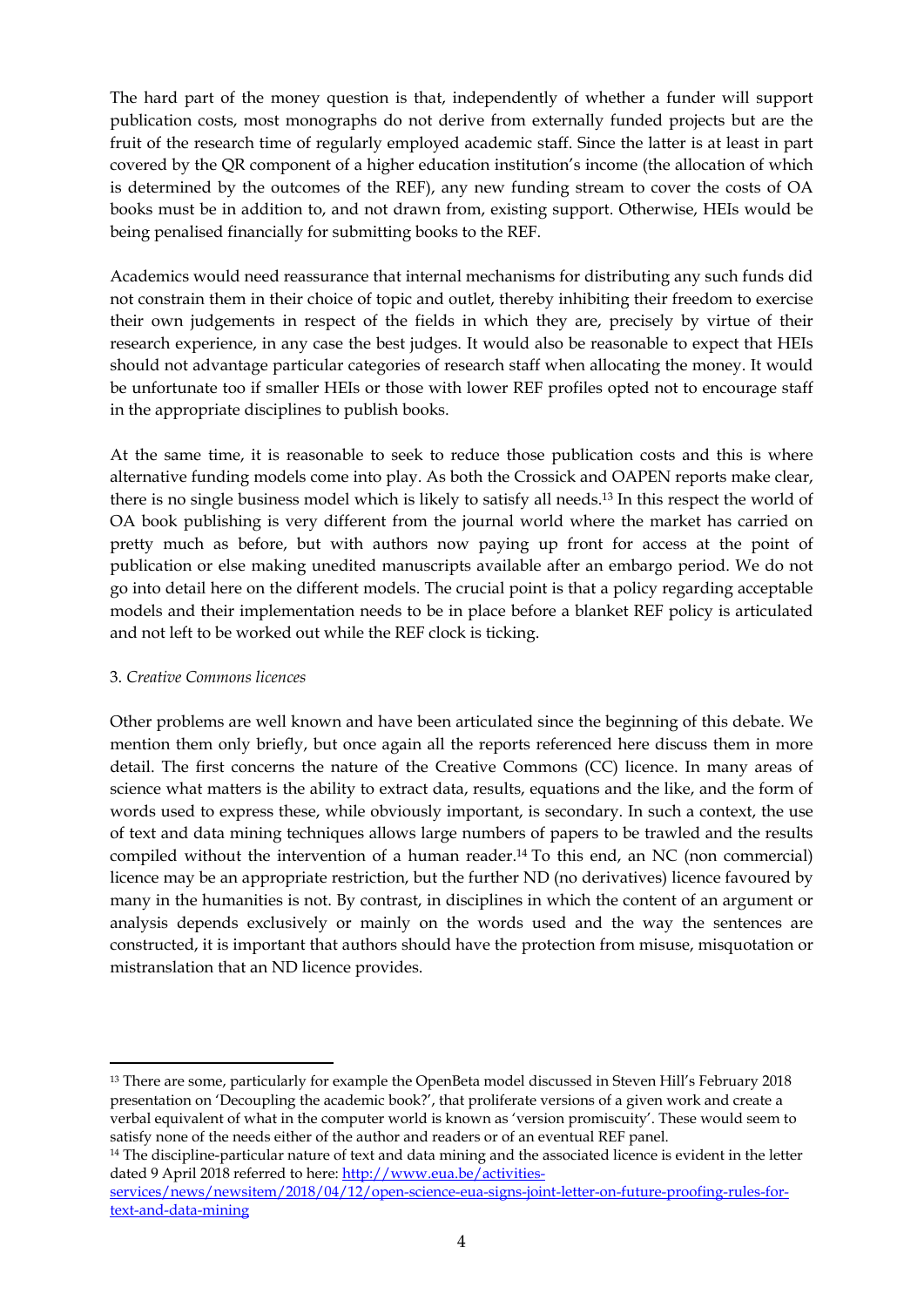The hard part of the money question is that, independently of whether a funder will support publication costs, most monographs do not derive from externally funded projects but are the fruit of the research time of regularly employed academic staff. Since the latter is at least in part covered by the QR component of a higher education institution's income (the allocation of which is determined by the outcomes of the REF), any new funding stream to cover the costs of OA books must be in addition to, and not drawn from, existing support. Otherwise, HEIs would be being penalised financially for submitting books to the REF.

Academics would need reassurance that internal mechanisms for distributing any such funds did not constrain them in their choice of topic and outlet, thereby inhibiting their freedom to exercise their own judgements in respect of the fields in which they are, precisely by virtue of their research experience, in any case the best judges. It would also be reasonable to expect that HEIs should not advantage particular categories of research staff when allocating the money. It would be unfortunate too if smaller HEIs or those with lower REF profiles opted not to encourage staff in the appropriate disciplines to publish books.

At the same time, it is reasonable to seek to reduce those publication costs and this is where alternative funding models come into play. As both the Crossick and OAPEN reports make clear, there is no single business model which is likely to satisfy all needs.[13] In this respect the world of OA book publishing is very different from the journal world where the market has carried on pretty much as before, but with authors now paying up front for access at the point of publication or else making unedited manuscripts available after an embargo period. We do not go into detail here on the different models. The crucial point is that a policy regarding acceptable models and their implementation needs to be in place before a blanket REF policy is articulated and not left to be worked out while the REF clock is ticking.

3. *Creative Commons licences*

Other problems are well known and have been articulated since the beginning of this debate. We mention them only briefly, but once again all the reports referenced here discuss them in more detail. The first concerns the nature of the Creative Commons (CC) licence. In many areas of science what matters is the ability to extract data, results, equations and the like, and the form of words used to express these, while obviously important, is secondary. In such a context, the use of text and data mining techniques allows large numbers of papers to be trawled and the results compiled without the intervention of a human reader.[14] To this end, an NC (non commercial) licence may be an appropriate restriction, but the further ND (no derivatives) licence favoured by many in the humanities is not. By contrast, in disciplines in which the content of an argument or analysis depends exclusively or mainly on the words used and the way the sentences are constructed, it is important that authors should have the protection from misuse, misquotation or mistranslation that an ND licence provides.

---

[13] There are some, particularly for example the OpenBeta model discussed in Steven Hill's February 2018 presentation on 'Decoupling the academic book?', that proliferate versions of a given work and create a verbal equivalent of what in the computer world is known as 'version promiscuity'. These would seem to satisfy none of the needs either of the author and readers or of an eventual REF panel.

[14] The discipline-particular nature of text and data mining and the associated licence is evident in the letter dated 9 April 2018 referred to here: http://www.eua.be/activities-services/news/newsitem/2018/04/12/open-science-eua-signs-joint-letter-on-future-proofing-rules-for-text-and-data-mining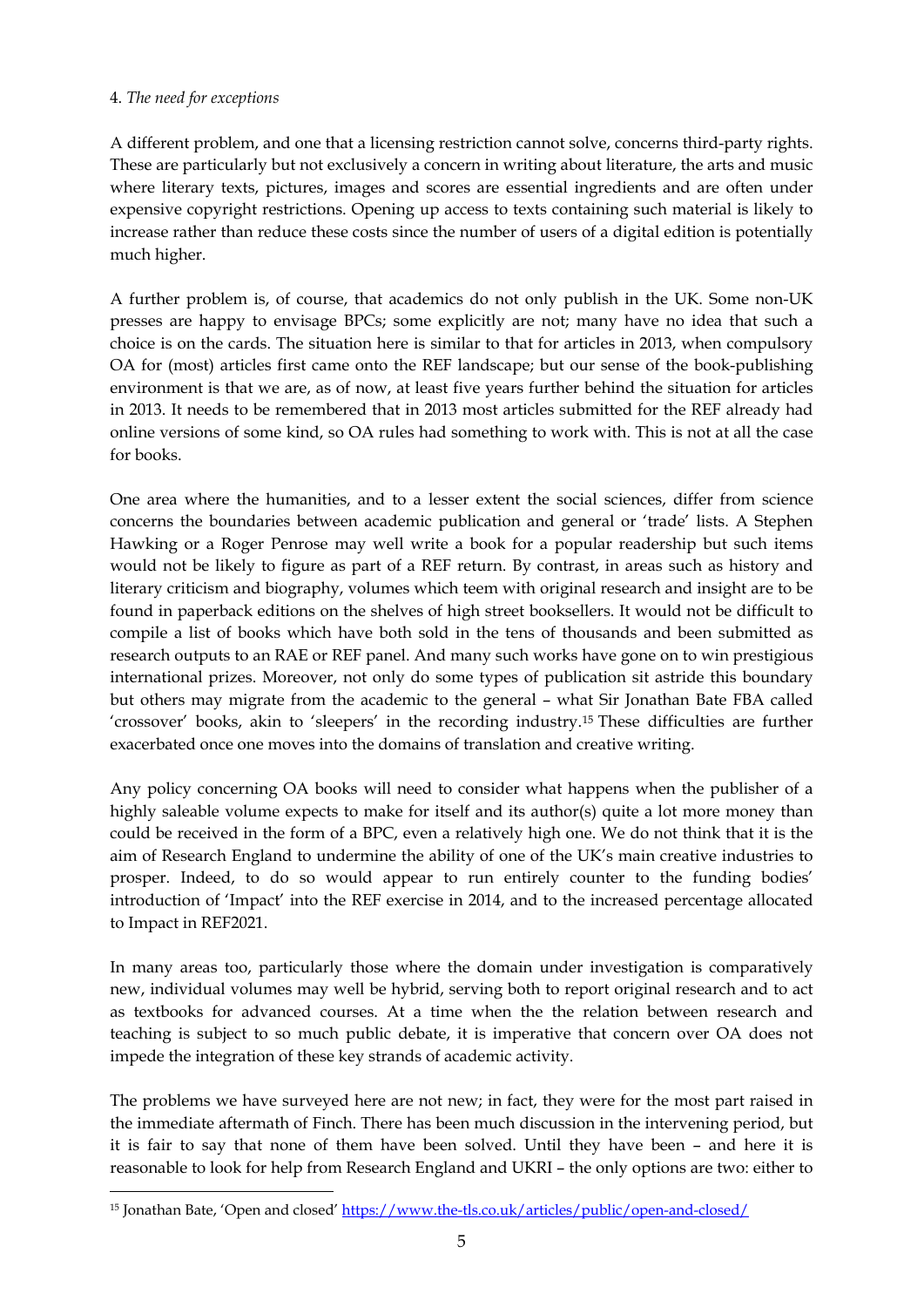4. *The need for exceptions*

A different problem, and one that a licensing restriction cannot solve, concerns third-party rights. These are particularly but not exclusively a concern in writing about literature, the arts and music where literary texts, pictures, images and scores are essential ingredients and are often under expensive copyright restrictions. Opening up access to texts containing such material is likely to increase rather than reduce these costs since the number of users of a digital edition is potentially much higher.

A further problem is, of course, that academics do not only publish in the UK. Some non-UK presses are happy to envisage BPCs; some explicitly are not; many have no idea that such a choice is on the cards. The situation here is similar to that for articles in 2013, when compulsory OA for (most) articles first came onto the REF landscape; but our sense of the book-publishing environment is that we are, as of now, at least five years further behind the situation for articles in 2013. It needs to be remembered that in 2013 most articles submitted for the REF already had online versions of some kind, so OA rules had something to work with. This is not at all the case for books.

One area where the humanities, and to a lesser extent the social sciences, differ from science concerns the boundaries between academic publication and general or 'trade' lists. A Stephen Hawking or a Roger Penrose may well write a book for a popular readership but such items would not be likely to figure as part of a REF return. By contrast, in areas such as history and literary criticism and biography, volumes which teem with original research and insight are to be found in paperback editions on the shelves of high street booksellers. It would not be difficult to compile a list of books which have both sold in the tens of thousands and been submitted as research outputs to an RAE or REF panel. And many such works have gone on to win prestigious international prizes. Moreover, not only do some types of publication sit astride this boundary but others may migrate from the academic to the general – what Sir Jonathan Bate FBA called 'crossover' books, akin to 'sleepers' in the recording industry.[15] These difficulties are further exacerbated once one moves into the domains of translation and creative writing.

Any policy concerning OA books will need to consider what happens when the publisher of a highly saleable volume expects to make for itself and its author(s) quite a lot more money than could be received in the form of a BPC, even a relatively high one. We do not think that it is the aim of Research England to undermine the ability of one of the UK's main creative industries to prosper. Indeed, to do so would appear to run entirely counter to the funding bodies' introduction of 'Impact' into the REF exercise in 2014, and to the increased percentage allocated to Impact in REF2021.

In many areas too, particularly those where the domain under investigation is comparatively new, individual volumes may well be hybrid, serving both to report original research and to act as textbooks for advanced courses. At a time when the the relation between research and teaching is subject to so much public debate, it is imperative that concern over OA does not impede the integration of these key strands of academic activity.

The problems we have surveyed here are not new; in fact, they were for the most part raised in the immediate aftermath of Finch. There has been much discussion in the intervening period, but it is fair to say that none of them have been solved. Until they have been – and here it is reasonable to look for help from Research England and UKRI – the only options are two: either to

[15] Jonathan Bate, 'Open and closed' https://www.the-tls.co.uk/articles/public/open-and-closed/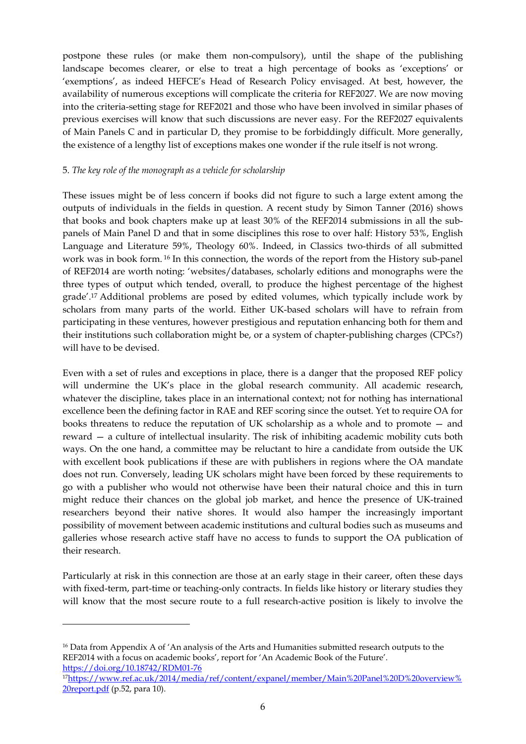postpone these rules (or make them non-compulsory), until the shape of the publishing landscape becomes clearer, or else to treat a high percentage of books as 'exceptions' or 'exemptions', as indeed HEFCE's Head of Research Policy envisaged. At best, however, the availability of numerous exceptions will complicate the criteria for REF2027. We are now moving into the criteria-setting stage for REF2021 and those who have been involved in similar phases of previous exercises will know that such discussions are never easy. For the REF2027 equivalents of Main Panels C and in particular D, they promise to be forbiddingly difficult. More generally, the existence of a lengthy list of exceptions makes one wonder if the rule itself is not wrong.

5. *The key role of the monograph as a vehicle for scholarship*

These issues might be of less concern if books did not figure to such a large extent among the outputs of individuals in the fields in question. A recent study by Simon Tanner (2016) shows that books and book chapters make up at least 30% of the REF2014 submissions in all the sub-panels of Main Panel D and that in some disciplines this rose to over half: History 53%, English Language and Literature 59%, Theology 60%. Indeed, in Classics two-thirds of all submitted work was in book form.[16] In this connection, the words of the report from the History sub-panel of REF2014 are worth noting: 'websites/databases, scholarly editions and monographs were the three types of output which tended, overall, to produce the highest percentage of the highest grade'.[17] Additional problems are posed by edited volumes, which typically include work by scholars from many parts of the world. Either UK-based scholars will have to refrain from participating in these ventures, however prestigious and reputation enhancing both for them and their institutions such collaboration might be, or a system of chapter-publishing charges (CPCs?) will have to be devised.

Even with a set of rules and exceptions in place, there is a danger that the proposed REF policy will undermine the UK's place in the global research community. All academic research, whatever the discipline, takes place in an international context; not for nothing has international excellence been the defining factor in RAE and REF scoring since the outset. Yet to require OA for books threatens to reduce the reputation of UK scholarship as a whole and to promote — and reward — a culture of intellectual insularity. The risk of inhibiting academic mobility cuts both ways. On the one hand, a committee may be reluctant to hire a candidate from outside the UK with excellent book publications if these are with publishers in regions where the OA mandate does not run. Conversely, leading UK scholars might have been forced by these requirements to go with a publisher who would not otherwise have been their natural choice and this in turn might reduce their chances on the global job market, and hence the presence of UK-trained researchers beyond their native shores. It would also hamper the increasingly important possibility of movement between academic institutions and cultural bodies such as museums and galleries whose research active staff have no access to funds to support the OA publication of their research.

Particularly at risk in this connection are those at an early stage in their career, often these days with fixed-term, part-time or teaching-only contracts. In fields like history or literary studies they will know that the most secure route to a full research-active position is likely to involve the

---

[16] Data from Appendix A of 'An analysis of the Arts and Humanities submitted research outputs to the REF2014 with a focus on academic books', report for 'An Academic Book of the Future'. https://doi.org/10.18742/RDM01-76

[17] https://www.ref.ac.uk/2014/media/ref/content/expanel/member/Main%20Panel%20D%20overview%20report.pdf (p.52, para 10).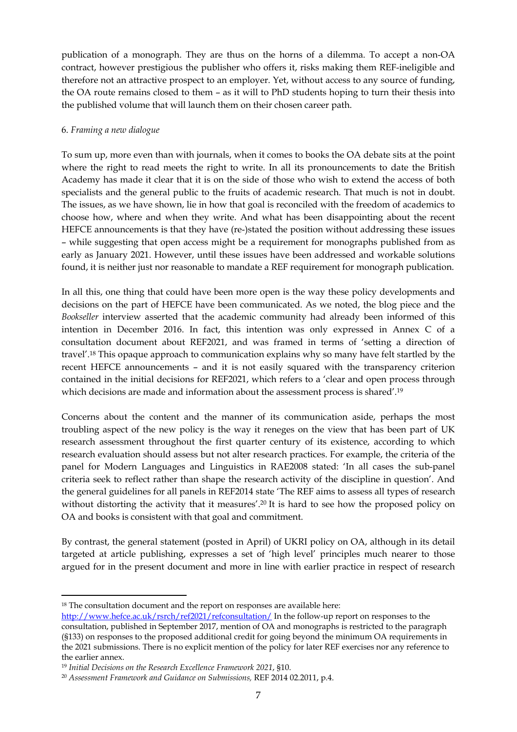publication of a monograph. They are thus on the horns of a dilemma. To accept a non-OA contract, however prestigious the publisher who offers it, risks making them REF-ineligible and therefore not an attractive prospect to an employer. Yet, without access to any source of funding, the OA route remains closed to them – as it will to PhD students hoping to turn their thesis into the published volume that will launch them on their chosen career path.

6. *Framing a new dialogue*

To sum up, more even than with journals, when it comes to books the OA debate sits at the point where the right to read meets the right to write. In all its pronouncements to date the British Academy has made it clear that it is on the side of those who wish to extend the access of both specialists and the general public to the fruits of academic research. That much is not in doubt. The issues, as we have shown, lie in how that goal is reconciled with the freedom of academics to choose how, where and when they write. And what has been disappointing about the recent HEFCE announcements is that they have (re-)stated the position without addressing these issues – while suggesting that open access might be a requirement for monographs published from as early as January 2021. However, until these issues have been addressed and workable solutions found, it is neither just nor reasonable to mandate a REF requirement for monograph publication.

In all this, one thing that could have been more open is the way these policy developments and decisions on the part of HEFCE have been communicated. As we noted, the blog piece and the *Bookseller* interview asserted that the academic community had already been informed of this intention in December 2016. In fact, this intention was only expressed in Annex C of a consultation document about REF2021, and was framed in terms of 'setting a direction of travel'.[18] This opaque approach to communication explains why so many have felt startled by the recent HEFCE announcements – and it is not easily squared with the transparency criterion contained in the initial decisions for REF2021, which refers to a 'clear and open process through which decisions are made and information about the assessment process is shared'.[19]

Concerns about the content and the manner of its communication aside, perhaps the most troubling aspect of the new policy is the way it reneges on the view that has been part of UK research assessment throughout the first quarter century of its existence, according to which research evaluation should assess but not alter research practices. For example, the criteria of the panel for Modern Languages and Linguistics in RAE2008 stated: 'In all cases the sub-panel criteria seek to reflect rather than shape the research activity of the discipline in question'. And the general guidelines for all panels in REF2014 state 'The REF aims to assess all types of research without distorting the activity that it measures'.[20] It is hard to see how the proposed policy on OA and books is consistent with that goal and commitment.

By contrast, the general statement (posted in April) of UKRI policy on OA, although in its detail targeted at article publishing, expresses a set of 'high level' principles much nearer to those argued for in the present document and more in line with earlier practice in respect of research

---

[18] The consultation document and the report on responses are available here: http://www.hefce.ac.uk/rsrch/ref2021/refconsultation/ In the follow-up report on responses to the consultation, published in September 2017, mention of OA and monographs is restricted to the paragraph (§133) on responses to the proposed additional credit for going beyond the minimum OA requirements in the 2021 submissions. There is no explicit mention of the policy for later REF exercises nor any reference to the earlier annex.

[19] *Initial Decisions on the Research Excellence Framework 2021*, §10.

[20] *Assessment Framework and Guidance on Submissions,* REF 2014 02.2011, p.4.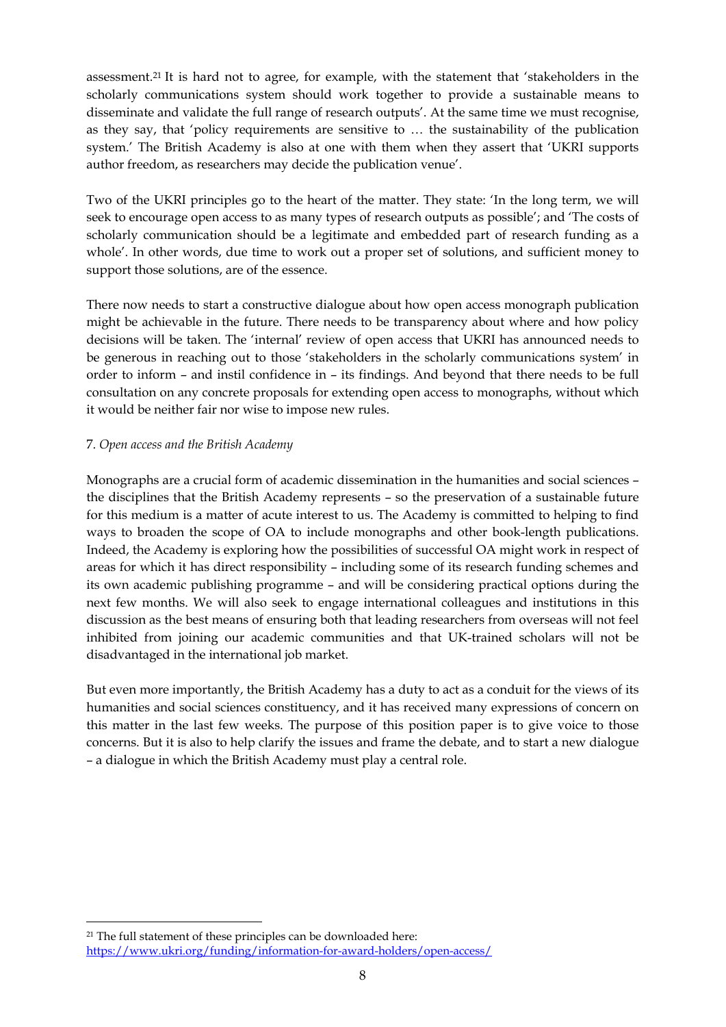assessment.[21] It is hard not to agree, for example, with the statement that 'stakeholders in the scholarly communications system should work together to provide a sustainable means to disseminate and validate the full range of research outputs'. At the same time we must recognise, as they say, that 'policy requirements are sensitive to … the sustainability of the publication system.' The British Academy is also at one with them when they assert that 'UKRI supports author freedom, as researchers may decide the publication venue'.

Two of the UKRI principles go to the heart of the matter. They state: 'In the long term, we will seek to encourage open access to as many types of research outputs as possible'; and 'The costs of scholarly communication should be a legitimate and embedded part of research funding as a whole'. In other words, due time to work out a proper set of solutions, and sufficient money to support those solutions, are of the essence.

There now needs to start a constructive dialogue about how open access monograph publication might be achievable in the future. There needs to be transparency about where and how policy decisions will be taken. The 'internal' review of open access that UKRI has announced needs to be generous in reaching out to those 'stakeholders in the scholarly communications system' in order to inform – and instil confidence in – its findings. And beyond that there needs to be full consultation on any concrete proposals for extending open access to monographs, without which it would be neither fair nor wise to impose new rules.

7. *Open access and the British Academy*

Monographs are a crucial form of academic dissemination in the humanities and social sciences – the disciplines that the British Academy represents – so the preservation of a sustainable future for this medium is a matter of acute interest to us. The Academy is committed to helping to find ways to broaden the scope of OA to include monographs and other book-length publications. Indeed, the Academy is exploring how the possibilities of successful OA might work in respect of areas for which it has direct responsibility – including some of its research funding schemes and its own academic publishing programme – and will be considering practical options during the next few months. We will also seek to engage international colleagues and institutions in this discussion as the best means of ensuring both that leading researchers from overseas will not feel inhibited from joining our academic communities and that UK-trained scholars will not be disadvantaged in the international job market.

But even more importantly, the British Academy has a duty to act as a conduit for the views of its humanities and social sciences constituency, and it has received many expressions of concern on this matter in the last few weeks. The purpose of this position paper is to give voice to those concerns. But it is also to help clarify the issues and frame the debate, and to start a new dialogue – a dialogue in which the British Academy must play a central role.

[21] The full statement of these principles can be downloaded here: https://www.ukri.org/funding/information-for-award-holders/open-access/